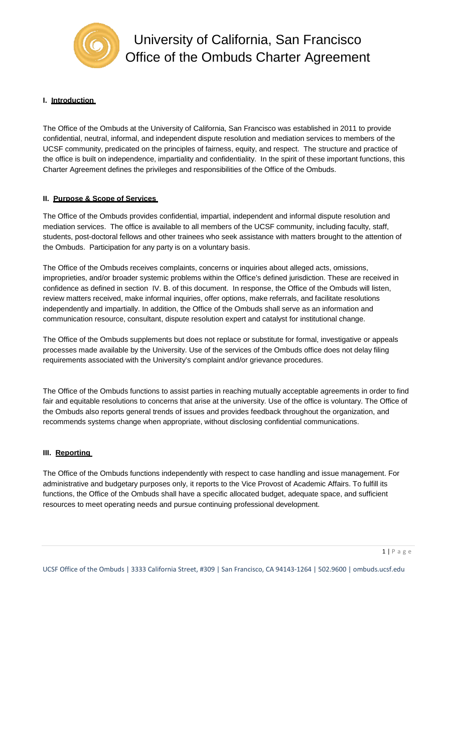# University of California, San Francisco Office of the Ombuds Charter Agreement

## I. Introduction

The Office of the Ombuds at the University of California, San Francisco was established in 2011 to provide confidential, neutral, informal, and independent dispute resolution and mediation services to members of the UCSF community, predicated on the principles of fairness, equity, and respect. The structure and practice of the office is built on independence, impartiality and confidentiality. In the spirit of these important functions, this Charter Agreement defines the privileges and responsibilities of the Office of the Ombuds.

## II. Purpose & Scope of Services

The Office of the Ombuds provides confidential, impartial, independent and informal dispute resolution and mediation services. The office is available to all members of the UCSF community, including faculty, staff, students, post-doctoral fellows and other trainees who seek assistance with matters brought to the attention of the Ombuds. Participation for any party is on a voluntary basis.

The Office of the Ombuds receives complaints, concerns or inquiries about alleged acts, omissions, improprieties, and/or broader systemic problems within the Office's defined jurisdiction. These are received in confidence as defined in section IV. B. of this document. In response, the Office of the Ombuds will listen, review matters received, make informal inquiries, offer options, make referrals, and facilitate resolutions independently and impartially. In addition, the Office of the Ombuds shall serve as an information and communication resource, consultant, dispute resolution expert and catalyst for institutional change.

The Office of the Ombuds supplements but does not replace or substitute for formal, investigative or appeals processes made available by the University. Use of the services of the Ombuds office does not delay filing requirements associated with the University's complaint and/or grievance procedures.

The Office of the Ombuds functions to assist parties in reaching mutually acceptable agreements in order to find fair and equitable resolutions to concerns that arise at the university. Use of the office is voluntary. The Office of the Ombuds also reports general trends of issues and provides feedback throughout the organization, and recommends systems change when appropriate, without disclosing confidential communications.

## III. Reporting

The Office of the Ombuds functions independently with respect to case handling and issue management. For administrative and budgetary purposes only, it reports to the Vice Provost of Academic Affairs. To fulfill its functions, the Office of the Ombuds shall have a specific allocated budget, adequate space, and sufficient resources to meet operating needs and pursue continuing professional development.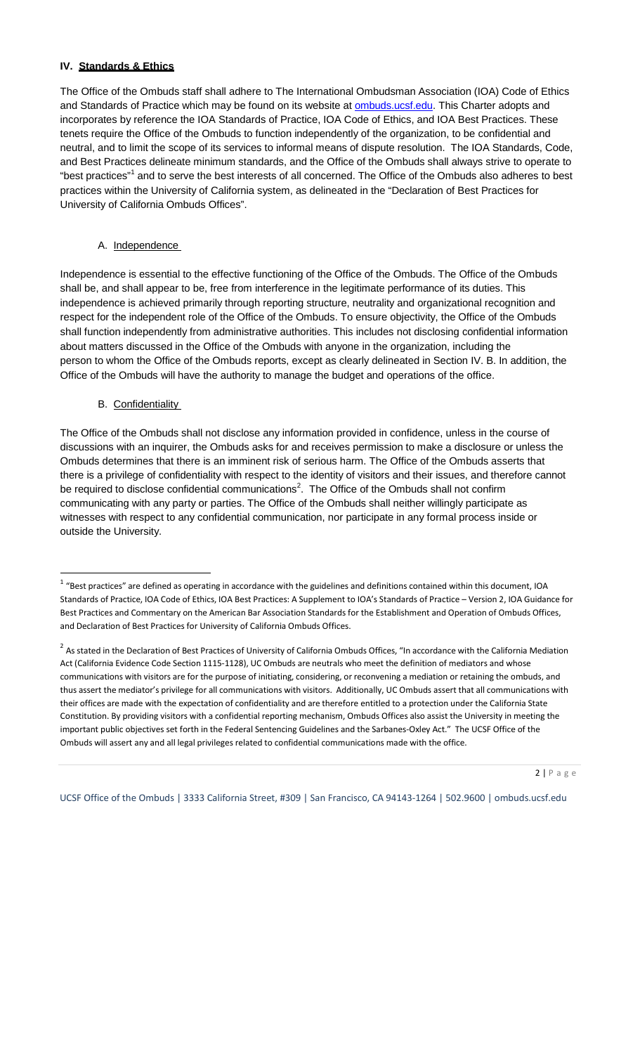## IV. Standards & Ethics

The Office of the Ombuds staff shall adhere to The International Ombudsman Association (IOA) Code of Ethics and Standards of Practice which may be found on its website at ombuds.ucsf.edu. This Charter adopts and incorporates by reference the IOA Standards of Practice, IOA Code of Ethics, and IOA Best Practices. These tenets require the Office of the Ombuds to function independently of the organization, to be confidential and neutral, and to limit the scope of its services to informal means of dispute resolution. The IOA Standards, Code, and Best Practices delineate minimum standards, and the Office of the Ombuds shall always strive to operate to "best practices"[1] and to serve the best interests of all concerned. The Office of the Ombuds also adheres to best practices within the University of California system, as delineated in the "Declaration of Best Practices for University of California Ombuds Offices".

### A. Independence

Independence is essential to the effective functioning of the Office of the Ombuds. The Office of the Ombuds shall be, and shall appear to be, free from interference in the legitimate performance of its duties. This independence is achieved primarily through reporting structure, neutrality and organizational recognition and respect for the independent role of the Office of the Ombuds. To ensure objectivity, the Office of the Ombuds shall function independently from administrative authorities. This includes not disclosing confidential information about matters discussed in the Office of the Ombuds with anyone in the organization, including the person to whom the Office of the Ombuds reports, except as clearly delineated in Section IV. B. In addition, the Office of the Ombuds will have the authority to manage the budget and operations of the office.

### B. Confidentiality

The Office of the Ombuds shall not disclose any information provided in confidence, unless in the course of discussions with an inquirer, the Ombuds asks for and receives permission to make a disclosure or unless the Ombuds determines that there is an imminent risk of serious harm. The Office of the Ombuds asserts that there is a privilege of confidentiality with respect to the identity of visitors and their issues, and therefore cannot be required to disclose confidential communications[2]. The Office of the Ombuds shall not confirm communicating with any party or parties. The Office of the Ombuds shall neither willingly participate as witnesses with respect to any confidential communication, nor participate in any formal process inside or outside the University.

---

[1] "Best practices" are defined as operating in accordance with the guidelines and definitions contained within this document, IOA Standards of Practice, IOA Code of Ethics, IOA Best Practices: A Supplement to IOA's Standards of Practice – Version 2, IOA Guidance for Best Practices and Commentary on the American Bar Association Standards for the Establishment and Operation of Ombuds Offices, and Declaration of Best Practices for University of California Ombuds Offices.

[2] As stated in the Declaration of Best Practices of University of California Ombuds Offices, "In accordance with the California Mediation Act (California Evidence Code Section 1115-1128), UC Ombuds are neutrals who meet the definition of mediators and whose communications with visitors are for the purpose of initiating, considering, or reconvening a mediation or retaining the ombuds, and thus assert the mediator's privilege for all communications with visitors. Additionally, UC Ombuds assert that all communications with their offices are made with the expectation of confidentiality and are therefore entitled to a protection under the California State Constitution. By providing visitors with a confidential reporting mechanism, Ombuds Offices also assist the University in meeting the important public objectives set forth in the Federal Sentencing Guidelines and the Sarbanes-Oxley Act." The UCSF Office of the Ombuds will assert any and all legal privileges related to confidential communications made with the office.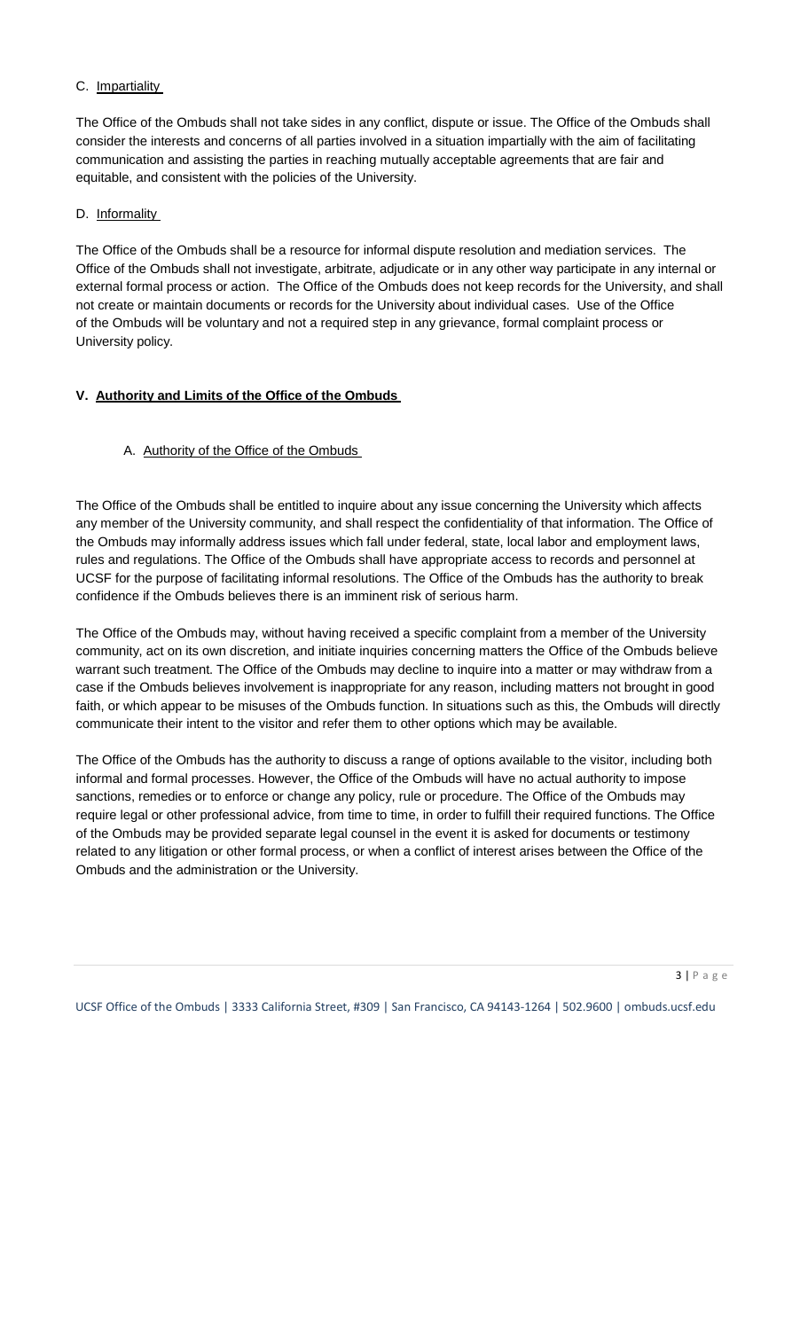C. Impartiality

The Office of the Ombuds shall not take sides in any conflict, dispute or issue. The Office of the Ombuds shall consider the interests and concerns of all parties involved in a situation impartially with the aim of facilitating communication and assisting the parties in reaching mutually acceptable agreements that are fair and equitable, and consistent with the policies of the University.

D. Informality

The Office of the Ombuds shall be a resource for informal dispute resolution and mediation services. The Office of the Ombuds shall not investigate, arbitrate, adjudicate or in any other way participate in any internal or external formal process or action. The Office of the Ombuds does not keep records for the University, and shall not create or maintain documents or records for the University about individual cases. Use of the Office of the Ombuds will be voluntary and not a required step in any grievance, formal complaint process or University policy.

## V. Authority and Limits of the Office of the Ombuds

### A. Authority of the Office of the Ombuds

The Office of the Ombuds shall be entitled to inquire about any issue concerning the University which affects any member of the University community, and shall respect the confidentiality of that information. The Office of the Ombuds may informally address issues which fall under federal, state, local labor and employment laws, rules and regulations. The Office of the Ombuds shall have appropriate access to records and personnel at UCSF for the purpose of facilitating informal resolutions. The Office of the Ombuds has the authority to break confidence if the Ombuds believes there is an imminent risk of serious harm.

The Office of the Ombuds may, without having received a specific complaint from a member of the University community, act on its own discretion, and initiate inquiries concerning matters the Office of the Ombuds believe warrant such treatment. The Office of the Ombuds may decline to inquire into a matter or may withdraw from a case if the Ombuds believes involvement is inappropriate for any reason, including matters not brought in good faith, or which appear to be misuses of the Ombuds function. In situations such as this, the Ombuds will directly communicate their intent to the visitor and refer them to other options which may be available.

The Office of the Ombuds has the authority to discuss a range of options available to the visitor, including both informal and formal processes. However, the Office of the Ombuds will have no actual authority to impose sanctions, remedies or to enforce or change any policy, rule or procedure. The Office of the Ombuds may require legal or other professional advice, from time to time, in order to fulfill their required functions. The Office of the Ombuds may be provided separate legal counsel in the event it is asked for documents or testimony related to any litigation or other formal process, or when a conflict of interest arises between the Office of the Ombuds and the administration or the University.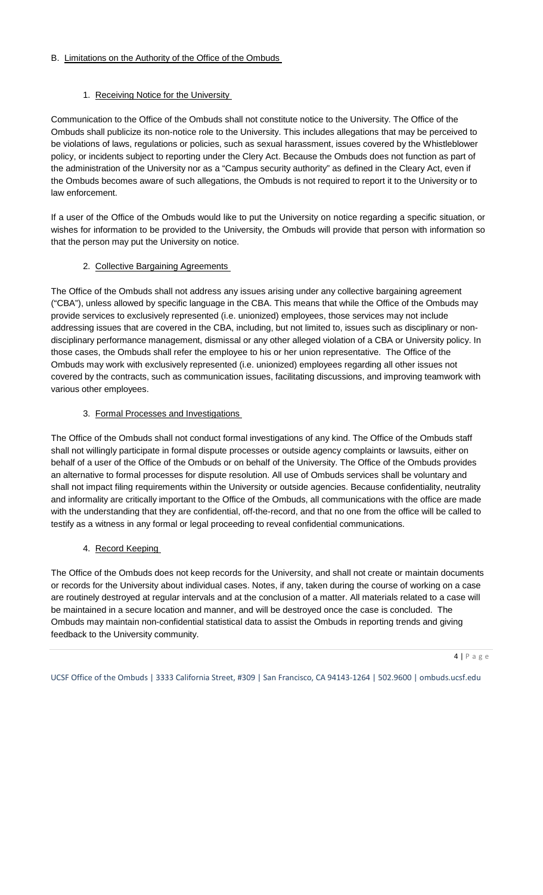## B. Limitations on the Authority of the Office of the Ombuds

### 1. Receiving Notice for the University

Communication to the Office of the Ombuds shall not constitute notice to the University. The Office of the Ombuds shall publicize its non-notice role to the University. This includes allegations that may be perceived to be violations of laws, regulations or policies, such as sexual harassment, issues covered by the Whistleblower policy, or incidents subject to reporting under the Clery Act. Because the Ombuds does not function as part of the administration of the University nor as a "Campus security authority" as defined in the Cleary Act, even if the Ombuds becomes aware of such allegations, the Ombuds is not required to report it to the University or to law enforcement.

If a user of the Office of the Ombuds would like to put the University on notice regarding a specific situation, or wishes for information to be provided to the University, the Ombuds will provide that person with information so that the person may put the University on notice.

### 2. Collective Bargaining Agreements

The Office of the Ombuds shall not address any issues arising under any collective bargaining agreement ("CBA"), unless allowed by specific language in the CBA. This means that while the Office of the Ombuds may provide services to exclusively represented (i.e. unionized) employees, those services may not include addressing issues that are covered in the CBA, including, but not limited to, issues such as disciplinary or non-disciplinary performance management, dismissal or any other alleged violation of a CBA or University policy. In those cases, the Ombuds shall refer the employee to his or her union representative. The Office of the Ombuds may work with exclusively represented (i.e. unionized) employees regarding all other issues not covered by the contracts, such as communication issues, facilitating discussions, and improving teamwork with various other employees.

### 3. Formal Processes and Investigations

The Office of the Ombuds shall not conduct formal investigations of any kind. The Office of the Ombuds staff shall not willingly participate in formal dispute processes or outside agency complaints or lawsuits, either on behalf of a user of the Office of the Ombuds or on behalf of the University. The Office of the Ombuds provides an alternative to formal processes for dispute resolution. All use of Ombuds services shall be voluntary and shall not impact filing requirements within the University or outside agencies. Because confidentiality, neutrality and informality are critically important to the Office of the Ombuds, all communications with the office are made with the understanding that they are confidential, off-the-record, and that no one from the office will be called to testify as a witness in any formal or legal proceeding to reveal confidential communications.

### 4. Record Keeping

The Office of the Ombuds does not keep records for the University, and shall not create or maintain documents or records for the University about individual cases. Notes, if any, taken during the course of working on a case are routinely destroyed at regular intervals and at the conclusion of a matter. All materials related to a case will be maintained in a secure location and manner, and will be destroyed once the case is concluded. The Ombuds may maintain non-confidential statistical data to assist the Ombuds in reporting trends and giving feedback to the University community.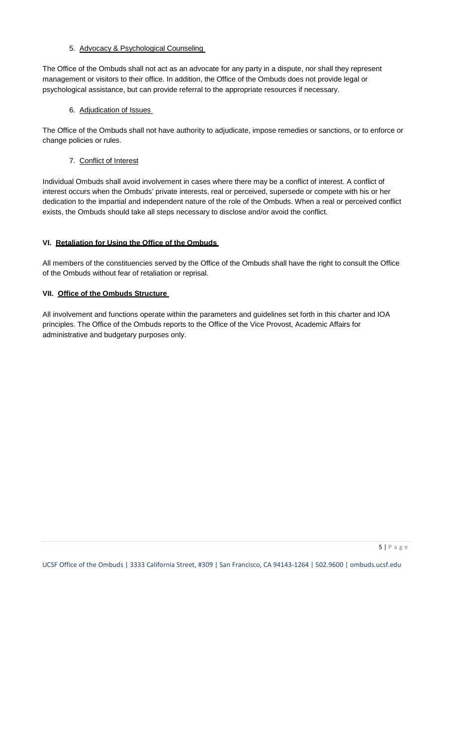5. Advocacy & Psychological Counseling

The Office of the Ombuds shall not act as an advocate for any party in a dispute, nor shall they represent management or visitors to their office. In addition, the Office of the Ombuds does not provide legal or psychological assistance, but can provide referral to the appropriate resources if necessary.

6. Adjudication of Issues

The Office of the Ombuds shall not have authority to adjudicate, impose remedies or sanctions, or to enforce or change policies or rules.

7. Conflict of Interest

Individual Ombuds shall avoid involvement in cases where there may be a conflict of interest. A conflict of interest occurs when the Ombuds' private interests, real or perceived, supersede or compete with his or her dedication to the impartial and independent nature of the role of the Ombuds. When a real or perceived conflict exists, the Ombuds should take all steps necessary to disclose and/or avoid the conflict.

## VI. Retaliation for Using the Office of the Ombuds

All members of the constituencies served by the Office of the Ombuds shall have the right to consult the Office of the Ombuds without fear of retaliation or reprisal.

## VII. Office of the Ombuds Structure

All involvement and functions operate within the parameters and guidelines set forth in this charter and IOA principles. The Office of the Ombuds reports to the Office of the Vice Provost, Academic Affairs for administrative and budgetary purposes only.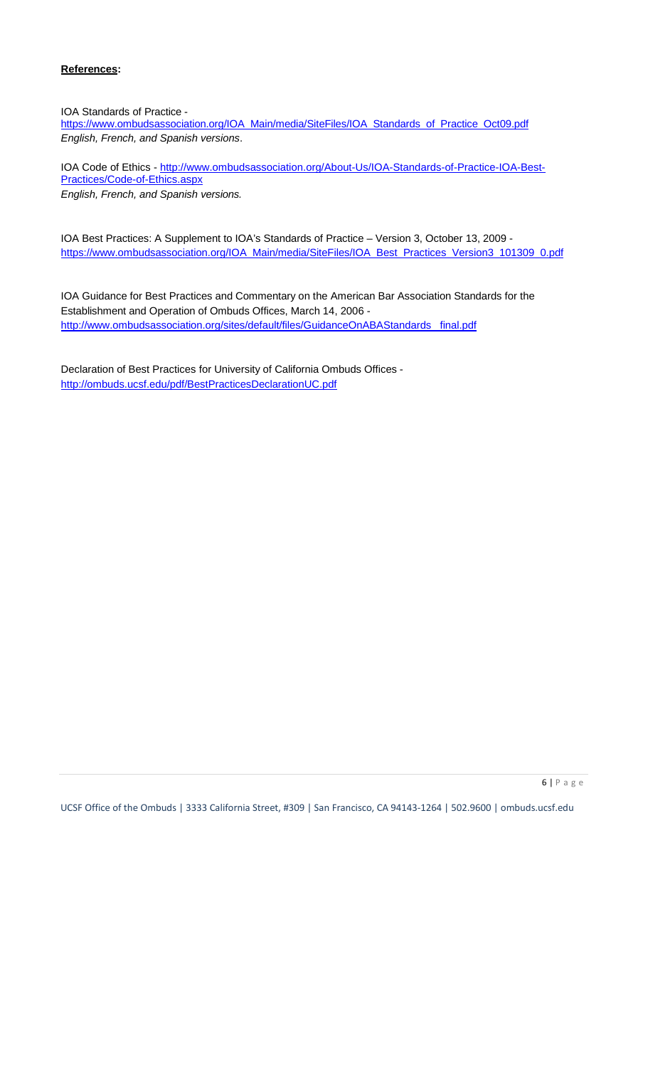**References:**

IOA Standards of Practice -
https://www.ombudsassociation.org/IOA_Main/media/SiteFiles/IOA_Standards_of_Practice_Oct09.pdf
*English, French, and Spanish versions*.

IOA Code of Ethics - http://www.ombudsassociation.org/About-Us/IOA-Standards-of-Practice-IOA-Best-Practices/Code-of-Ethics.aspx
*English, French, and Spanish versions.*

IOA Best Practices: A Supplement to IOA's Standards of Practice – Version 3, October 13, 2009 -
https://www.ombudsassociation.org/IOA_Main/media/SiteFiles/IOA_Best_Practices_Version3_101309_0.pdf

IOA Guidance for Best Practices and Commentary on the American Bar Association Standards for the Establishment and Operation of Ombuds Offices, March 14, 2006 -
http://www.ombudsassociation.org/sites/default/files/GuidanceOnABAStandards__final.pdf

Declaration of Best Practices for University of California Ombuds Offices -
http://ombuds.ucsf.edu/pdf/BestPracticesDeclarationUC.pdf